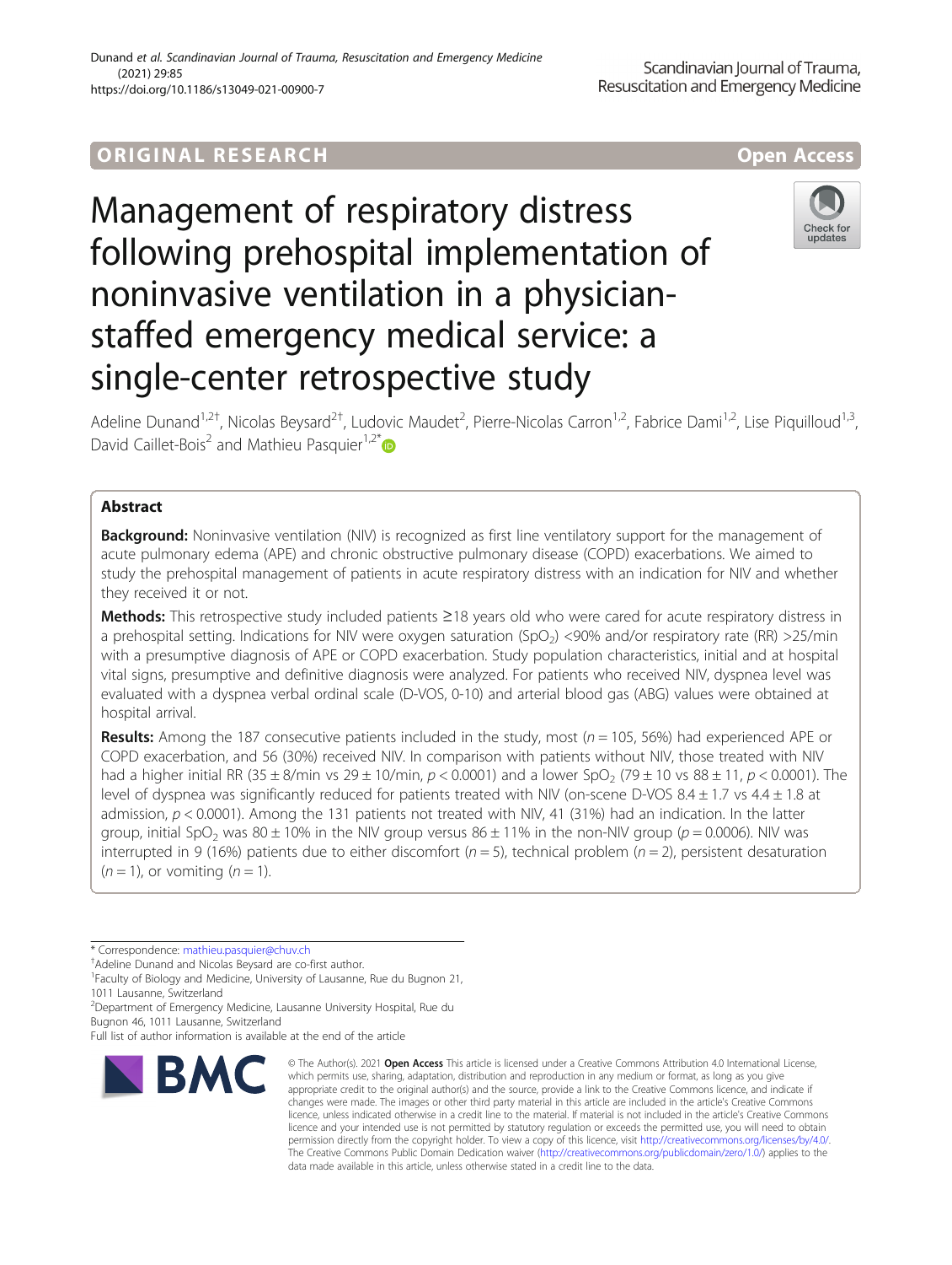ORIGINAL RESEARCH

Open Access

# Management of respiratory distress following prehospital implementation of noninvasive ventilation in a physician-staffed emergency medical service: a single-center retrospective study

Adeline Dunand[1,2†], Nicolas Beysard[2†], Ludovic Maudet[2], Pierre-Nicolas Carron[1,2], Fabrice Dami[1,2], Lise Piquilloud[1,3], David Caillet-Bois[2] and Mathieu Pasquier[1,2*]

## Abstract

**Background:** Noninvasive ventilation (NIV) is recognized as first line ventilatory support for the management of acute pulmonary edema (APE) and chronic obstructive pulmonary disease (COPD) exacerbations. We aimed to study the prehospital management of patients in acute respiratory distress with an indication for NIV and whether they received it or not.

**Methods:** This retrospective study included patients ≥18 years old who were cared for acute respiratory distress in a prehospital setting. Indications for NIV were oxygen saturation ($SpO_2$) <90% and/or respiratory rate (RR) >25/min with a presumptive diagnosis of APE or COPD exacerbation. Study population characteristics, initial and at hospital vital signs, presumptive and definitive diagnosis were analyzed. For patients who received NIV, dyspnea level was evaluated with a dyspnea verbal ordinal scale (D-VOS, 0-10) and arterial blood gas (ABG) values were obtained at hospital arrival.

**Results:** Among the 187 consecutive patients included in the study, most ($n = 105$, 56%) had experienced APE or COPD exacerbation, and 56 (30%) received NIV. In comparison with patients without NIV, those treated with NIV had a higher initial RR (35 ± 8/min vs 29 ± 10/min, $p < 0.0001$) and a lower $SpO_2$ (79 ± 10 vs 88 ± 11, $p < 0.0001$). The level of dyspnea was significantly reduced for patients treated with NIV (on-scene D-VOS 8.4 ± 1.7 vs 4.4 ± 1.8 at admission, $p < 0.0001$). Among the 131 patients not treated with NIV, 41 (31%) had an indication. In the latter group, initial $SpO_2$ was 80 ± 10% in the NIV group versus 86 ± 11% in the non-NIV group ($p = 0.0006$). NIV was interrupted in 9 (16%) patients due to either discomfort ($n = 5$), technical problem ($n = 2$), persistent desaturation ($n = 1$), or vomiting ($n = 1$).

* Correspondence: mathieu.pasquier@chuv.ch
†Adeline Dunand and Nicolas Beysard are co-first author.
[1]Faculty of Biology and Medicine, University of Lausanne, Rue du Bugnon 21, 1011 Lausanne, Switzerland
[2]Department of Emergency Medicine, Lausanne University Hospital, Rue du Bugnon 46, 1011 Lausanne, Switzerland
Full list of author information is available at the end of the article

© The Author(s). 2021 **Open Access** This article is licensed under a Creative Commons Attribution 4.0 International License, which permits use, sharing, adaptation, distribution and reproduction in any medium or format, as long as you give appropriate credit to the original author(s) and the source, provide a link to the Creative Commons licence, and indicate if changes were made. The images or other third party material in this article are included in the article's Creative Commons licence, unless indicated otherwise in a credit line to the material. If material is not included in the article's Creative Commons licence and your intended use is not permitted by statutory regulation or exceeds the permitted use, you will need to obtain permission directly from the copyright holder. To view a copy of this licence, visit http://creativecommons.org/licenses/by/4.0/. The Creative Commons Public Domain Dedication waiver (http://creativecommons.org/publicdomain/zero/1.0/) applies to the data made available in this article, unless otherwise stated in a credit line to the data.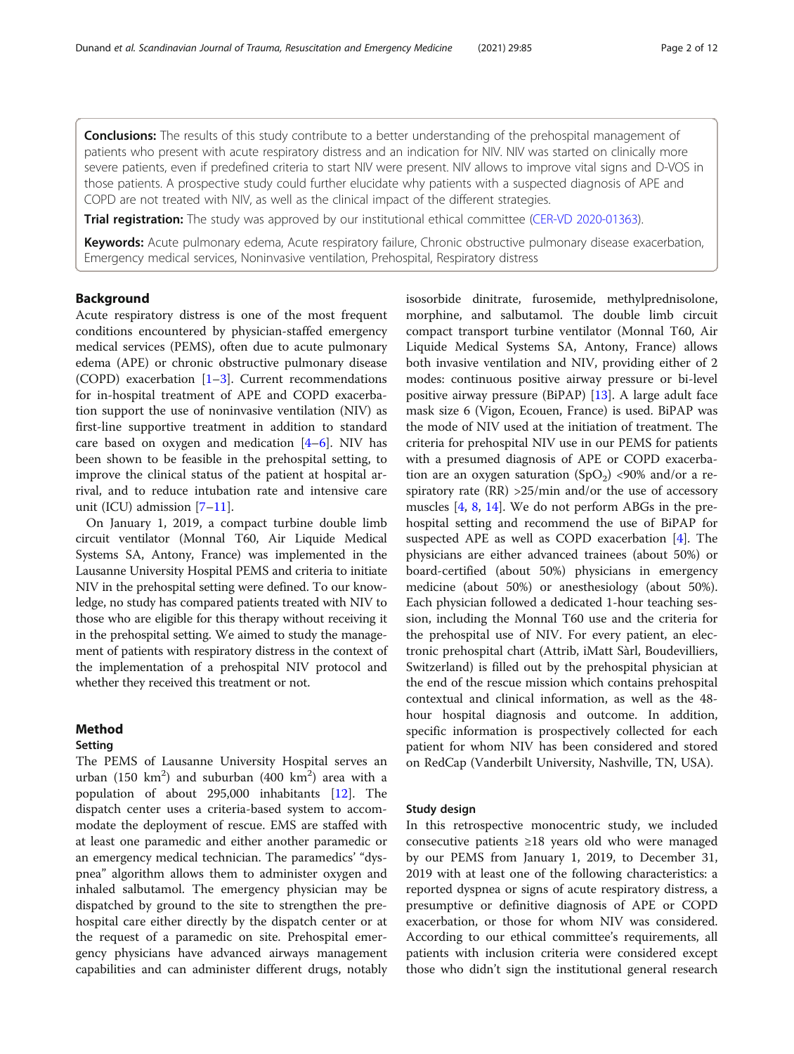**Conclusions:** The results of this study contribute to a better understanding of the prehospital management of patients who present with acute respiratory distress and an indication for NIV. NIV was started on clinically more severe patients, even if predefined criteria to start NIV were present. NIV allows to improve vital signs and D-VOS in those patients. A prospective study could further elucidate why patients with a suspected diagnosis of APE and COPD are not treated with NIV, as well as the clinical impact of the different strategies.

**Trial registration:** The study was approved by our institutional ethical committee (CER-VD 2020-01363).

**Keywords:** Acute pulmonary edema, Acute respiratory failure, Chronic obstructive pulmonary disease exacerbation, Emergency medical services, Noninvasive ventilation, Prehospital, Respiratory distress

## Background

Acute respiratory distress is one of the most frequent conditions encountered by physician-staffed emergency medical services (PEMS), often due to acute pulmonary edema (APE) or chronic obstructive pulmonary disease (COPD) exacerbation [1–3]. Current recommendations for in-hospital treatment of APE and COPD exacerbation support the use of noninvasive ventilation (NIV) as first-line supportive treatment in addition to standard care based on oxygen and medication [4–6]. NIV has been shown to be feasible in the prehospital setting, to improve the clinical status of the patient at hospital arrival, and to reduce intubation rate and intensive care unit (ICU) admission [7–11].

On January 1, 2019, a compact turbine double limb circuit ventilator (Monnal T60, Air Liquide Medical Systems SA, Antony, France) was implemented in the Lausanne University Hospital PEMS and criteria to initiate NIV in the prehospital setting were defined. To our knowledge, no study has compared patients treated with NIV to those who are eligible for this therapy without receiving it in the prehospital setting. We aimed to study the management of patients with respiratory distress in the context of the implementation of a prehospital NIV protocol and whether they received this treatment or not.

## Method

### Setting

The PEMS of Lausanne University Hospital serves an urban (150 $km^2$) and suburban (400 $km^2$) area with a population of about 295,000 inhabitants [12]. The dispatch center uses a criteria-based system to accommodate the deployment of rescue. EMS are staffed with at least one paramedic and either another paramedic or an emergency medical technician. The paramedics' "dyspnea" algorithm allows them to administer oxygen and inhaled salbutamol. The emergency physician may be dispatched by ground to the site to strengthen the prehospital care either directly by the dispatch center or at the request of a paramedic on site. Prehospital emergency physicians have advanced airways management capabilities and can administer different drugs, notably isosorbide dinitrate, furosemide, methylprednisolone, morphine, and salbutamol. The double limb circuit compact transport turbine ventilator (Monnal T60, Air Liquide Medical Systems SA, Antony, France) allows both invasive ventilation and NIV, providing either of 2 modes: continuous positive airway pressure or bi-level positive airway pressure (BiPAP) [13]. A large adult face mask size 6 (Vigon, Ecouen, France) is used. BiPAP was the mode of NIV used at the initiation of treatment. The criteria for prehospital NIV use in our PEMS for patients with a presumed diagnosis of APE or COPD exacerbation are an oxygen saturation ($SpO_2$) <90% and/or a respiratory rate (RR) >25/min and/or the use of accessory muscles [4, 8, 14]. We do not perform ABGs in the prehospital setting and recommend the use of BiPAP for suspected APE as well as COPD exacerbation [4]. The physicians are either advanced trainees (about 50%) or board-certified (about 50%) physicians in emergency medicine (about 50%) or anesthesiology (about 50%). Each physician followed a dedicated 1-hour teaching session, including the Monnal T60 use and the criteria for the prehospital use of NIV. For every patient, an electronic prehospital chart (Attrib, iMatt Sàrl, Boudevilliers, Switzerland) is filled out by the prehospital physician at the end of the rescue mission which contains prehospital contextual and clinical information, as well as the 48-hour hospital diagnosis and outcome. In addition, specific information is prospectively collected for each patient for whom NIV has been considered and stored on RedCap (Vanderbilt University, Nashville, TN, USA).

### Study design

In this retrospective monocentric study, we included consecutive patients ≥18 years old who were managed by our PEMS from January 1, 2019, to December 31, 2019 with at least one of the following characteristics: a reported dyspnea or signs of acute respiratory distress, a presumptive or definitive diagnosis of APE or COPD exacerbation, or those for whom NIV was considered. According to our ethical committee's requirements, all patients with inclusion criteria were considered except those who didn't sign the institutional general research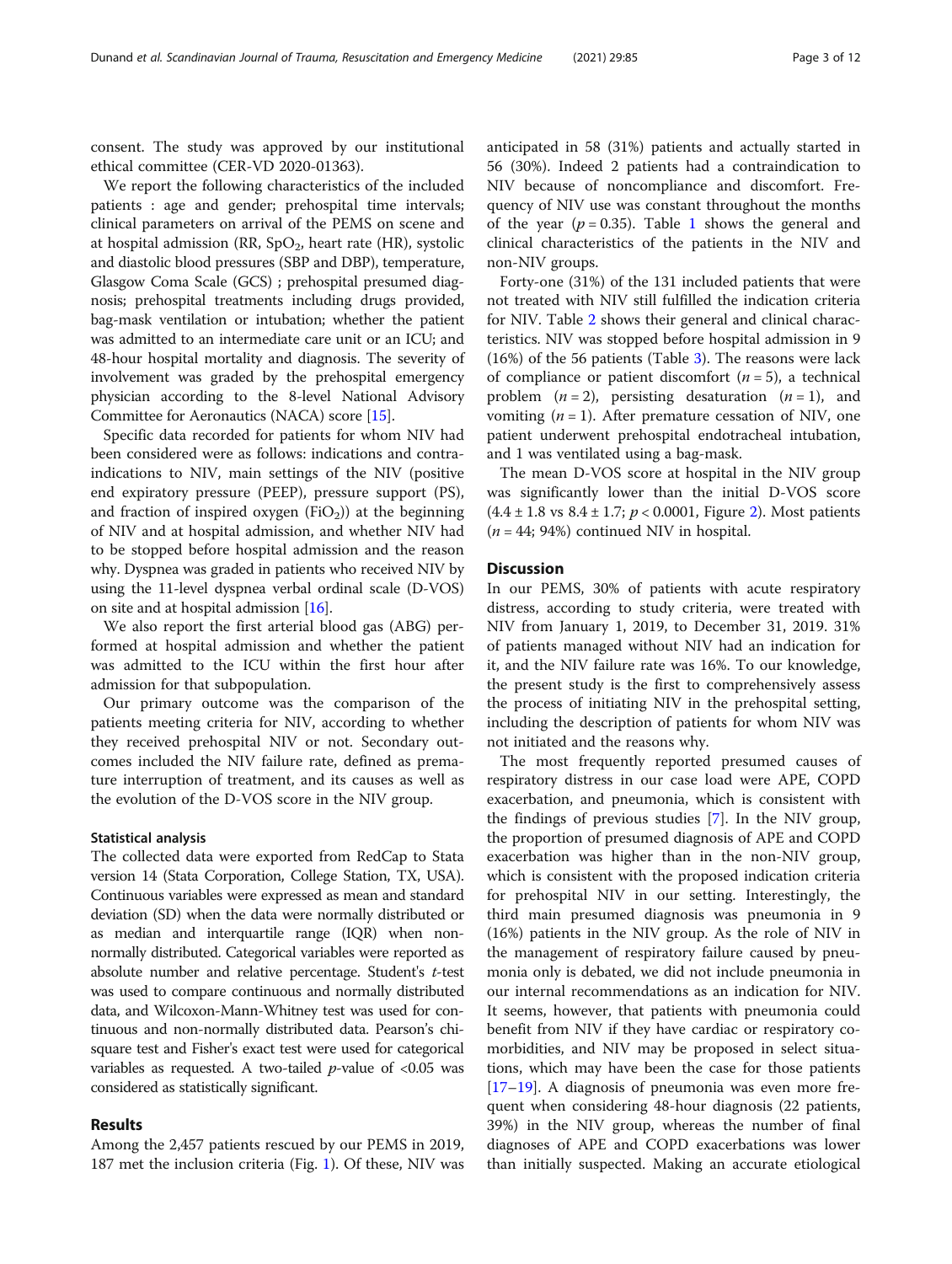consent. The study was approved by our institutional ethical committee (CER-VD 2020-01363).

We report the following characteristics of the included patients : age and gender; prehospital time intervals; clinical parameters on arrival of the PEMS on scene and at hospital admission (RR, $SpO_2$, heart rate (HR), systolic and diastolic blood pressures (SBP and DBP), temperature, Glasgow Coma Scale (GCS) ; prehospital presumed diagnosis; prehospital treatments including drugs provided, bag-mask ventilation or intubation; whether the patient was admitted to an intermediate care unit or an ICU; and 48-hour hospital mortality and diagnosis. The severity of involvement was graded by the prehospital emergency physician according to the 8-level National Advisory Committee for Aeronautics (NACA) score [15].

Specific data recorded for patients for whom NIV had been considered were as follows: indications and contraindications to NIV, main settings of the NIV (positive end expiratory pressure (PEEP), pressure support (PS), and fraction of inspired oxygen ($FiO_2$)) at the beginning of NIV and at hospital admission, and whether NIV had to be stopped before hospital admission and the reason why. Dyspnea was graded in patients who received NIV by using the 11-level dyspnea verbal ordinal scale (D-VOS) on site and at hospital admission [16].

We also report the first arterial blood gas (ABG) performed at hospital admission and whether the patient was admitted to the ICU within the first hour after admission for that subpopulation.

Our primary outcome was the comparison of the patients meeting criteria for NIV, according to whether they received prehospital NIV or not. Secondary outcomes included the NIV failure rate, defined as premature interruption of treatment, and its causes as well as the evolution of the D-VOS score in the NIV group.

### Statistical analysis

The collected data were exported from RedCap to Stata version 14 (Stata Corporation, College Station, TX, USA). Continuous variables were expressed as mean and standard deviation (SD) when the data were normally distributed or as median and interquartile range (IQR) when non-normally distributed. Categorical variables were reported as absolute number and relative percentage. Student's *t*-test was used to compare continuous and normally distributed data, and Wilcoxon-Mann-Whitney test was used for continuous and non-normally distributed data. Pearson's chi-square test and Fisher's exact test were used for categorical variables as requested. A two-tailed *p*-value of <0.05 was considered as statistically significant.

## Results

Among the 2,457 patients rescued by our PEMS in 2019, 187 met the inclusion criteria (Fig. 1). Of these, NIV was anticipated in 58 (31%) patients and actually started in 56 (30%). Indeed 2 patients had a contraindication to NIV because of noncompliance and discomfort. Frequency of NIV use was constant throughout the months of the year ($p = 0.35$). Table 1 shows the general and clinical characteristics of the patients in the NIV and non-NIV groups.

Forty-one (31%) of the 131 included patients that were not treated with NIV still fulfilled the indication criteria for NIV. Table 2 shows their general and clinical characteristics. NIV was stopped before hospital admission in 9 (16%) of the 56 patients (Table 3). The reasons were lack of compliance or patient discomfort ($n = 5$), a technical problem ($n = 2$), persisting desaturation ($n = 1$), and vomiting ($n = 1$). After premature cessation of NIV, one patient underwent prehospital endotracheal intubation, and 1 was ventilated using a bag-mask.

The mean D-VOS score at hospital in the NIV group was significantly lower than the initial D-VOS score ($4.4 \pm 1.8$ vs $8.4 \pm 1.7$; $p < 0.0001$, Figure 2). Most patients ($n = 44$; 94%) continued NIV in hospital.

## Discussion

In our PEMS, 30% of patients with acute respiratory distress, according to study criteria, were treated with NIV from January 1, 2019, to December 31, 2019. 31% of patients managed without NIV had an indication for it, and the NIV failure rate was 16%. To our knowledge, the present study is the first to comprehensively assess the process of initiating NIV in the prehospital setting, including the description of patients for whom NIV was not initiated and the reasons why.

The most frequently reported presumed causes of respiratory distress in our case load were APE, COPD exacerbation, and pneumonia, which is consistent with the findings of previous studies [7]. In the NIV group, the proportion of presumed diagnosis of APE and COPD exacerbation was higher than in the non-NIV group, which is consistent with the proposed indication criteria for prehospital NIV in our setting. Interestingly, the third main presumed diagnosis was pneumonia in 9 (16%) patients in the NIV group. As the role of NIV in the management of respiratory failure caused by pneumonia only is debated, we did not include pneumonia in our internal recommendations as an indication for NIV. It seems, however, that patients with pneumonia could benefit from NIV if they have cardiac or respiratory comorbidities, and NIV may be proposed in select situations, which may have been the case for those patients [17–19]. A diagnosis of pneumonia was even more frequent when considering 48-hour diagnosis (22 patients, 39%) in the NIV group, whereas the number of final diagnoses of APE and COPD exacerbations was lower than initially suspected. Making an accurate etiological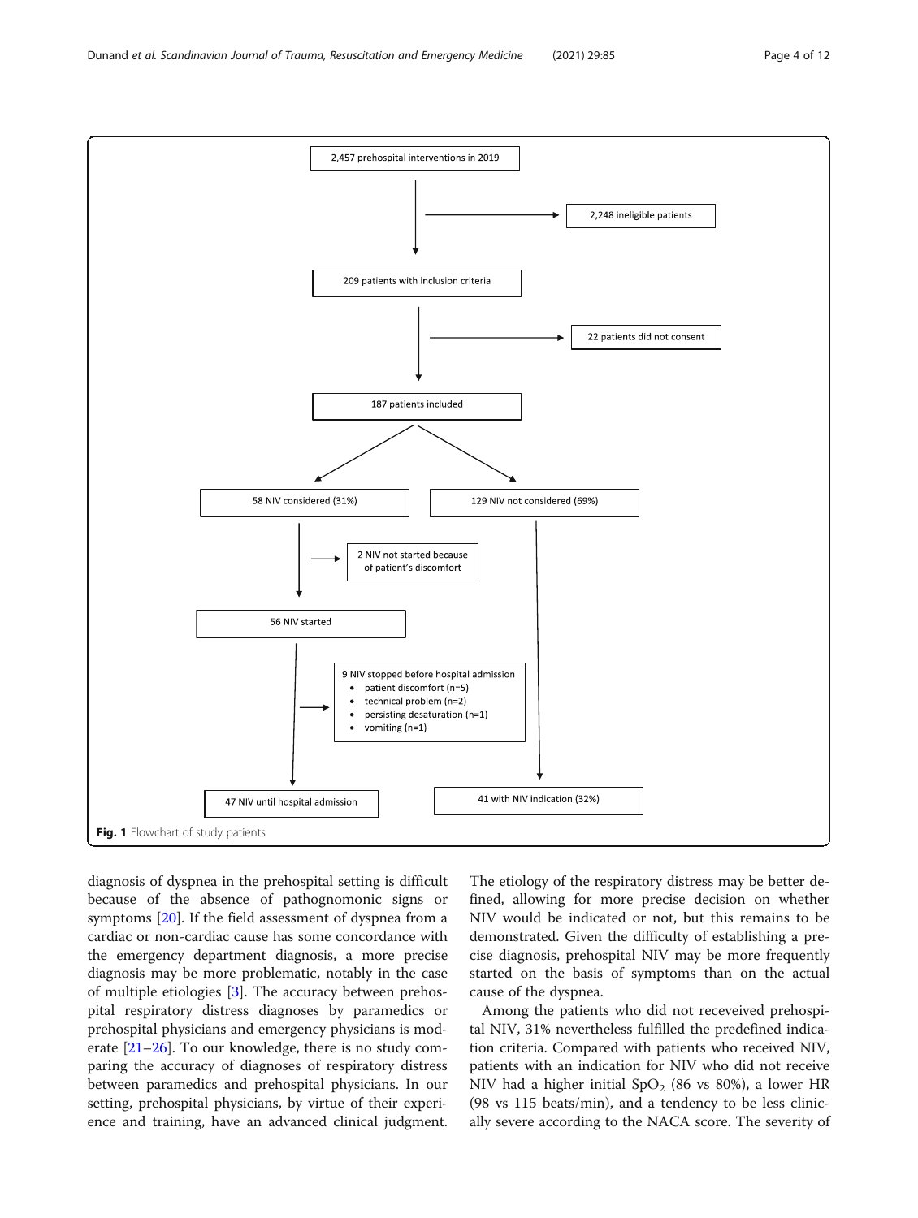2,457 prehospital interventions in 2019

→ 2,248 ineligible patients

209 patients with inclusion criteria

→ 22 patients did not consent

187 patients included

58 NIV considered (31%)

129 NIV not considered (69%)

→ 2 NIV not started because of patient's discomfort

56 NIV started

→ 9 NIV stopped before hospital admission
- patient discomfort (n=5)
- technical problem (n=2)
- persisting desaturation (n=1)
- vomiting (n=1)

47 NIV until hospital admission

41 with NIV indication (32%)

**Fig. 1** Flowchart of study patients

diagnosis of dyspnea in the prehospital setting is difficult because of the absence of pathognomonic signs or symptoms [20]. If the field assessment of dyspnea from a cardiac or non-cardiac cause has some concordance with the emergency department diagnosis, a more precise diagnosis may be more problematic, notably in the case of multiple etiologies [3]. The accuracy between prehospital respiratory distress diagnoses by paramedics or prehospital physicians and emergency physicians is moderate [21–26]. To our knowledge, there is no study comparing the accuracy of diagnoses of respiratory distress between paramedics and prehospital physicians. In our setting, prehospital physicians, by virtue of their experience and training, have an advanced clinical judgment. The etiology of the respiratory distress may be better defined, allowing for more precise decision on whether NIV would be indicated or not, but this remains to be demonstrated. Given the difficulty of establishing a precise diagnosis, prehospital NIV may be more frequently started on the basis of symptoms than on the actual cause of the dyspnea.

Among the patients who did not receveived prehospital NIV, 31% nevertheless fulfilled the predefined indication criteria. Compared with patients who received NIV, patients with an indication for NIV who did not receive NIV had a higher initial $SpO_2$ (86 vs 80%), a lower HR (98 vs 115 beats/min), and a tendency to be less clinically severe according to the NACA score. The severity of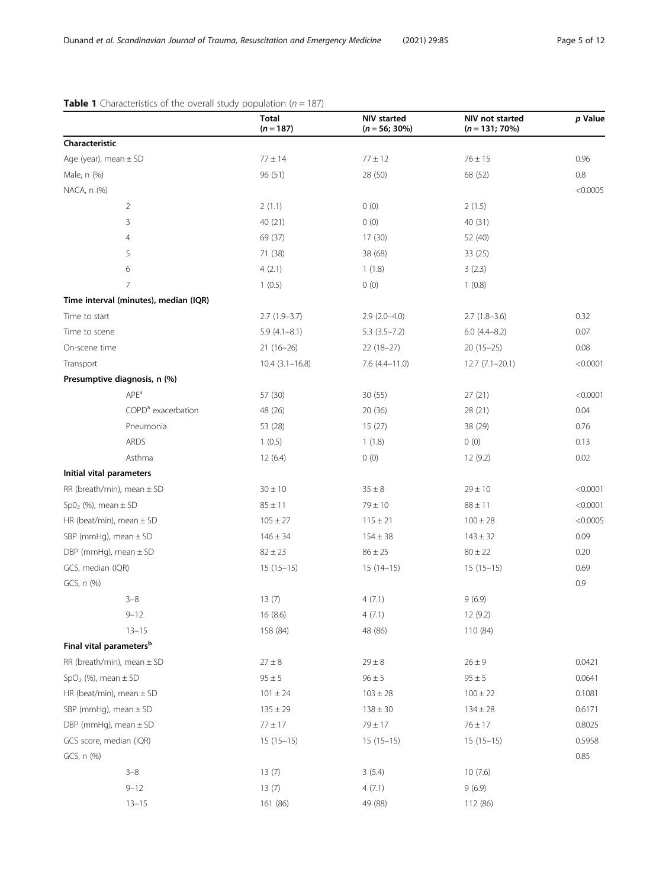**Table 1** Characteristics of the overall study population ($n = 187$)

| | Total ($n = 187$) | NIV started ($n = 56$; 30%) | NIV not started ($n = 131$; 70%) | *p* Value |
|---|---|---|---|---|
| **Characteristic** | | | | |
| Age (year), mean ± SD | 77 ± 14 | 77 ± 12 | 76 ± 15 | 0.96 |
| Male, n (%) | 96 (51) | 28 (50) | 68 (52) | 0.8 |
| NACA, n (%) | | | | <0.0005 |
| 2 | 2 (1.1) | 0 (0) | 2 (1.5) | |
| 3 | 40 (21) | 0 (0) | 40 (31) | |
| 4 | 69 (37) | 17 (30) | 52 (40) | |
| 5 | 71 (38) | 38 (68) | 33 (25) | |
| 6 | 4 (2.1) | 1 (1.8) | 3 (2.3) | |
| 7 | 1 (0.5) | 0 (0) | 1 (0.8) | |
| **Time interval (minutes), median (IQR)** | | | | |
| Time to start | 2.7 (1.9–3.7) | 2.9 (2.0–4.0) | 2.7 (1.8–3.6) | 0.32 |
| Time to scene | 5.9 (4.1–8.1) | 5.3 (3.5–7.2) | 6.0 (4.4–8.2) | 0.07 |
| On-scene time | 21 (16–26) | 22 (18–27) | 20 (15–25) | 0.08 |
| Transport | 10.4 (3.1–16.8) | 7.6 (4.4–11.0) | 12.7 (7.1–20.1) | <0.0001 |
| **Presumptive diagnosis, n (%)** | | | | |
| APE[a] | 57 (30) | 30 (55) | 27 (21) | <0.0001 |
| COPD[a] exacerbation | 48 (26) | 20 (36) | 28 (21) | 0.04 |
| Pneumonia | 53 (28) | 15 (27) | 38 (29) | 0.76 |
| ARDS | 1 (0.5) | 1 (1.8) | 0 (0) | 0.13 |
| Asthma | 12 (6.4) | 0 (0) | 12 (9.2) | 0.02 |
| **Initial vital parameters** | | | | |
| RR (breath/min), mean ± SD | 30 ± 10 | 35 ± 8 | 29 ± 10 | <0.0001 |
| $SpO_2$ (%), mean ± SD | 85 ± 11 | 79 ± 10 | 88 ± 11 | <0.0001 |
| HR (beat/min), mean ± SD | 105 ± 27 | 115 ± 21 | 100 ± 28 | <0.0005 |
| SBP (mmHg), mean ± SD | 146 ± 34 | 154 ± 38 | 143 ± 32 | 0.09 |
| DBP (mmHg), mean ± SD | 82 ± 23 | 86 ± 25 | 80 ± 22 | 0.20 |
| GCS, median (IQR) | 15 (15–15) | 15 (14–15) | 15 (15–15) | 0.69 |
| GCS, *n* (%) | | | | 0.9 |
| 3–8 | 13 (7) | 4 (7.1) | 9 (6.9) | |
| 9–12 | 16 (8.6) | 4 (7.1) | 12 (9.2) | |
| 13–15 | 158 (84) | 48 (86) | 110 (84) | |
| **Final vital parameters[b]** | | | | |
| RR (breath/min), mean ± SD | 27 ± 8 | 29 ± 8 | 26 ± 9 | 0.0421 |
| $SpO_2$ (%), mean ± SD | 95 ± 5 | 96 ± 5 | 95 ± 5 | 0.0641 |
| HR (beat/min), mean ± SD | 101 ± 24 | 103 ± 28 | 100 ± 22 | 0.1081 |
| SBP (mmHg), mean ± SD | 135 ± 29 | 138 ± 30 | 134 ± 28 | 0.6171 |
| DBP (mmHg), mean ± SD | 77 ± 17 | 79 ± 17 | 76 ± 17 | 0.8025 |
| GCS score, median (IQR) | 15 (15–15) | 15 (15–15) | 15 (15–15) | 0.5958 |
| GCS, n (%) | | | | 0.85 |
| 3–8 | 13 (7) | 3 (5.4) | 10 (7.6) | |
| 9–12 | 13 (7) | 4 (7.1) | 9 (6.9) | |
| 13–15 | 161 (86) | 49 (88) | 112 (86) | |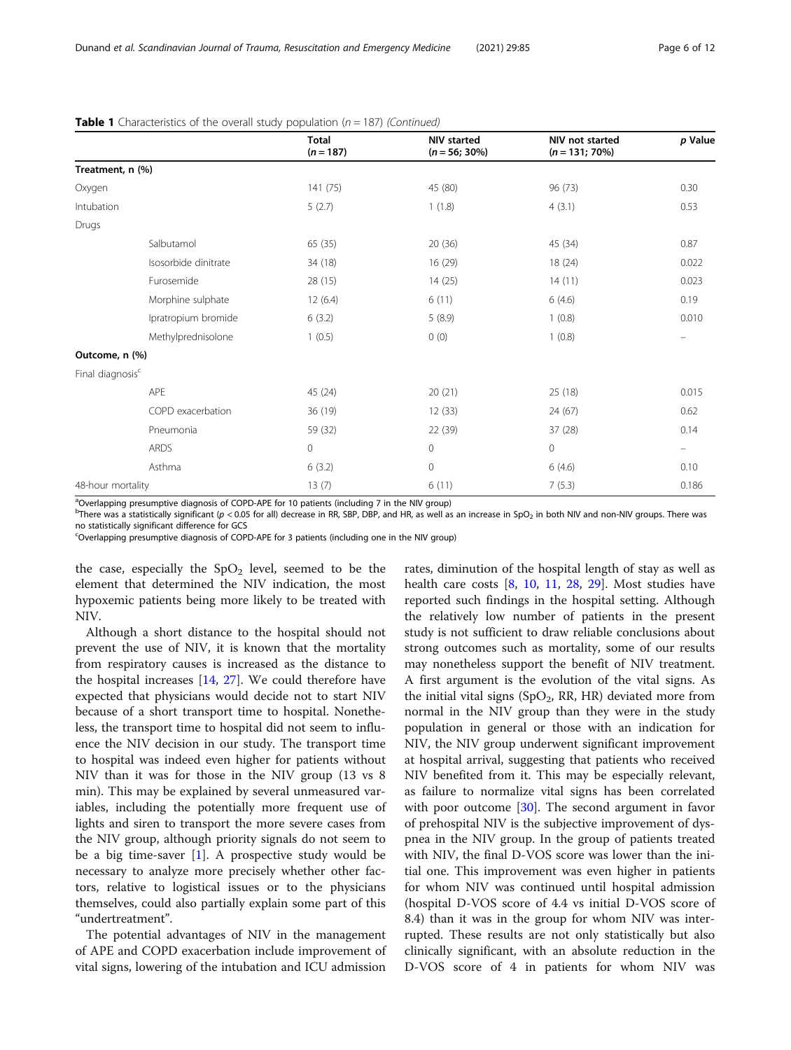**Table 1** Characteristics of the overall study population ($n = 187$) *(Continued)*

| | | Total ($n = 187$) | NIV started ($n = 56$; 30%) | NIV not started ($n = 131$; 70%) | *p* Value |
|---|---|---|---|---|---|
| **Treatment, n (%)** | | | | | |
| Oxygen | | 141 (75) | 45 (80) | 96 (73) | 0.30 |
| Intubation | | 5 (2.7) | 1 (1.8) | 4 (3.1) | 0.53 |
| Drugs | | | | | |
| | Salbutamol | 65 (35) | 20 (36) | 45 (34) | 0.87 |
| | Isosorbide dinitrate | 34 (18) | 16 (29) | 18 (24) | 0.022 |
| | Furosemide | 28 (15) | 14 (25) | 14 (11) | 0.023 |
| | Morphine sulphate | 12 (6.4) | 6 (11) | 6 (4.6) | 0.19 |
| | Ipratropium bromide | 6 (3.2) | 5 (8.9) | 1 (0.8) | 0.010 |
| | Methylprednisolone | 1 (0.5) | 0 (0) | 1 (0.8) | – |
| **Outcome, n (%)** | | | | | |
| Final diagnosis[c] | | | | | |
| | APE | 45 (24) | 20 (21) | 25 (18) | 0.015 |
| | COPD exacerbation | 36 (19) | 12 (33) | 24 (67) | 0.62 |
| | Pneumonia | 59 (32) | 22 (39) | 37 (28) | 0.14 |
| | ARDS | 0 | 0 | 0 | – |
| | Asthma | 6 (3.2) | 0 | 6 (4.6) | 0.10 |
| 48-hour mortality | | 13 (7) | 6 (11) | 7 (5.3) | 0.186 |

[a]Overlapping presumptive diagnosis of COPD-APE for 10 patients (including 7 in the NIV group)

[b]There was a statistically significant ($p < 0.05$ for all) decrease in RR, SBP, DBP, and HR, as well as an increase in $SpO_2$ in both NIV and non-NIV groups. There was no statistically significant difference for GCS

[c]Overlapping presumptive diagnosis of COPD-APE for 3 patients (including one in the NIV group)

the case, especially the $SpO_2$ level, seemed to be the element that determined the NIV indication, the most hypoxemic patients being more likely to be treated with NIV.

Although a short distance to the hospital should not prevent the use of NIV, it is known that the mortality from respiratory causes is increased as the distance to the hospital increases [14, 27]. We could therefore have expected that physicians would decide not to start NIV because of a short transport time to hospital. Nonetheless, the transport time to hospital did not seem to influence the NIV decision in our study. The transport time to hospital was indeed even higher for patients without NIV than it was for those in the NIV group (13 vs 8 min). This may be explained by several unmeasured variables, including the potentially more frequent use of lights and siren to transport the more severe cases from the NIV group, although priority signals do not seem to be a big time-saver [1]. A prospective study would be necessary to analyze more precisely whether other factors, relative to logistical issues or to the physicians themselves, could also partially explain some part of this "undertreatment".

The potential advantages of NIV in the management of APE and COPD exacerbation include improvement of vital signs, lowering of the intubation and ICU admission rates, diminution of the hospital length of stay as well as health care costs [8, 10, 11, 28, 29]. Most studies have reported such findings in the hospital setting. Although the relatively low number of patients in the present study is not sufficient to draw reliable conclusions about strong outcomes such as mortality, some of our results may nonetheless support the benefit of NIV treatment. A first argument is the evolution of the vital signs. As the initial vital signs ($SpO_2$, RR, HR) deviated more from normal in the NIV group than they were in the study population in general or those with an indication for NIV, the NIV group underwent significant improvement at hospital arrival, suggesting that patients who received NIV benefited from it. This may be especially relevant, as failure to normalize vital signs has been correlated with poor outcome [30]. The second argument in favor of prehospital NIV is the subjective improvement of dyspnea in the NIV group. In the group of patients treated with NIV, the final D-VOS score was lower than the initial one. This improvement was even higher in patients for whom NIV was continued until hospital admission (hospital D-VOS score of 4.4 vs initial D-VOS score of 8.4) than it was in the group for whom NIV was interrupted. These results are not only statistically but also clinically significant, with an absolute reduction in the D-VOS score of 4 in patients for whom NIV was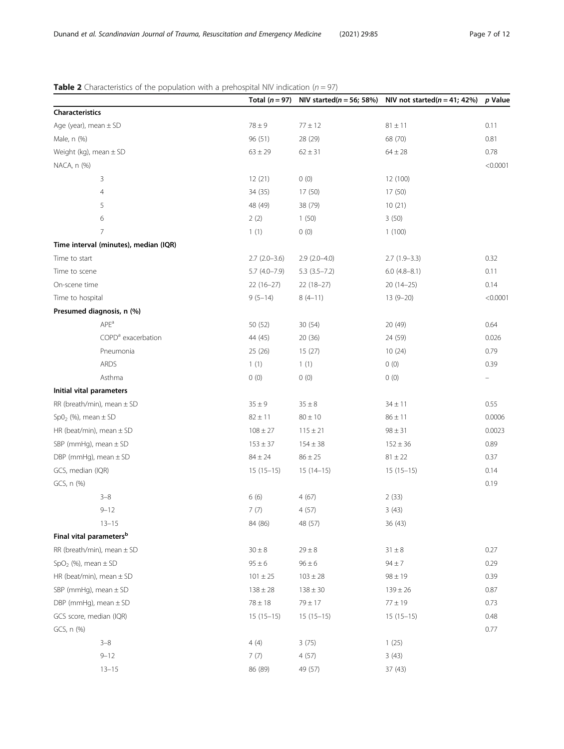**Table 2** Characteristics of the population with a prehospital NIV indication ($n = 97$)

| | Total ($n = 97$) | NIV started($n = 56$; 58%) | NIV not started($n = 41$; 42%) | *p* Value |
|---|---|---|---|---|
| **Characteristics** | | | | |
| Age (year), mean ± SD | 78 ± 9 | 77 ± 12 | 81 ± 11 | 0.11 |
| Male, n (%) | 96 (51) | 28 (29) | 68 (70) | 0.81 |
| Weight (kg), mean ± SD | 63 ± 29 | 62 ± 31 | 64 ± 28 | 0.78 |
| NACA, n (%) | | | | <0.0001 |
| 3 | 12 (21) | 0 (0) | 12 (100) | |
| 4 | 34 (35) | 17 (50) | 17 (50) | |
| 5 | 48 (49) | 38 (79) | 10 (21) | |
| 6 | 2 (2) | 1 (50) | 3 (50) | |
| 7 | 1 (1) | 0 (0) | 1 (100) | |
| **Time interval (minutes), median (IQR)** | | | | |
| Time to start | 2.7 (2.0–3.6) | 2.9 (2.0–4.0) | 2.7 (1.9–3.3) | 0.32 |
| Time to scene | 5.7 (4.0–7.9) | 5.3 (3.5–7.2) | 6.0 (4.8–8.1) | 0.11 |
| On-scene time | 22 (16–27) | 22 (18–27) | 20 (14–25) | 0.14 |
| Time to hospital | 9 (5–14) | 8 (4–11) | 13 (9–20) | <0.0001 |
| **Presumed diagnosis, n (%)** | | | | |
| APE[a] | 50 (52) | 30 (54) | 20 (49) | 0.64 |
| COPD[a] exacerbation | 44 (45) | 20 (36) | 24 (59) | 0.026 |
| Pneumonia | 25 (26) | 15 (27) | 10 (24) | 0.79 |
| ARDS | 1 (1) | 1 (1) | 0 (0) | 0.39 |
| Asthma | 0 (0) | 0 (0) | 0 (0) | – |
| **Initial vital parameters** | | | | |
| RR (breath/min), mean ± SD | 35 ± 9 | 35 ± 8 | 34 ± 11 | 0.55 |
| $SpO_2$ (%), mean ± SD | 82 ± 11 | 80 ± 10 | 86 ± 11 | 0.0006 |
| HR (beat/min), mean ± SD | 108 ± 27 | 115 ± 21 | 98 ± 31 | 0.0023 |
| SBP (mmHg), mean ± SD | 153 ± 37 | 154 ± 38 | 152 ± 36 | 0.89 |
| DBP (mmHg), mean ± SD | 84 ± 24 | 86 ± 25 | 81 ± 22 | 0.37 |
| GCS, median (IQR) | 15 (15–15) | 15 (14–15) | 15 (15–15) | 0.14 |
| GCS, n (%) | | | | 0.19 |
| 3–8 | 6 (6) | 4 (67) | 2 (33) | |
| 9–12 | 7 (7) | 4 (57) | 3 (43) | |
| 13–15 | 84 (86) | 48 (57) | 36 (43) | |
| **Final vital parameters[b]** | | | | |
| RR (breath/min), mean ± SD | 30 ± 8 | 29 ± 8 | 31 ± 8 | 0.27 |
| $SpO_2$ (%), mean ± SD | 95 ± 6 | 96 ± 6 | 94 ± 7 | 0.29 |
| HR (beat/min), mean ± SD | 101 ± 25 | 103 ± 28 | 98 ± 19 | 0.39 |
| SBP (mmHg), mean ± SD | 138 ± 28 | 138 ± 30 | 139 ± 26 | 0.87 |
| DBP (mmHg), mean ± SD | 78 ± 18 | 79 ± 17 | 77 ± 19 | 0.73 |
| GCS score, median (IQR) | 15 (15–15) | 15 (15–15) | 15 (15–15) | 0.48 |
| GCS, n (%) | | | | 0.77 |
| 3–8 | 4 (4) | 3 (75) | 1 (25) | |
| 9–12 | 7 (7) | 4 (57) | 3 (43) | |
| 13–15 | 86 (89) | 49 (57) | 37 (43) | |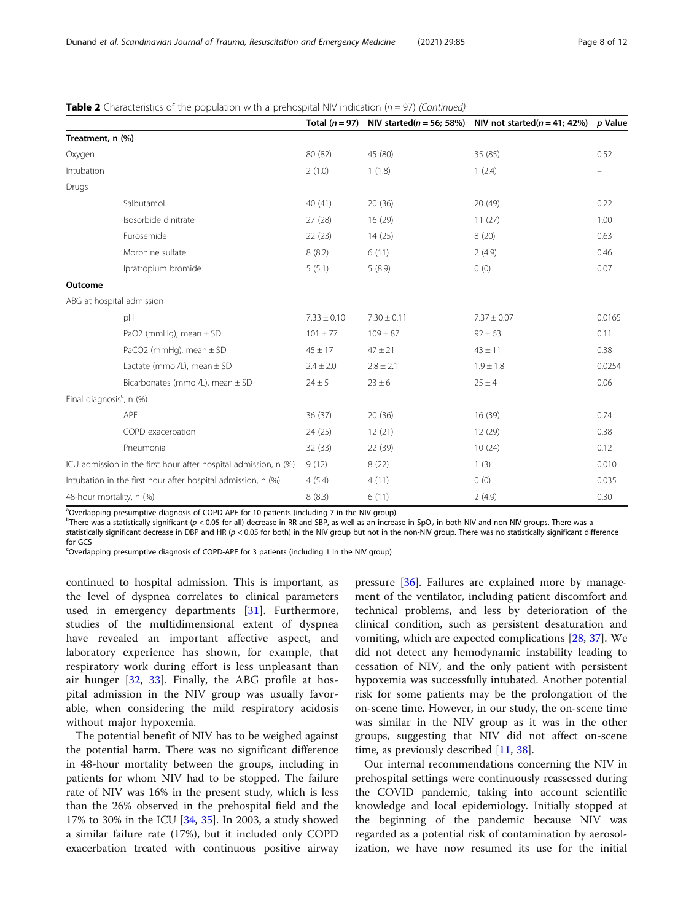**Table 2** Characteristics of the population with a prehospital NIV indication ($n = 97$) *(Continued)*

| | Total ($n = 97$) | NIV started($n = 56$; 58%) | NIV not started($n = 41$; 42%) | *p* Value |
|---|---|---|---|---|
| **Treatment, n (%)** | | | | |
| Oxygen | 80 (82) | 45 (80) | 35 (85) | 0.52 |
| Intubation | 2 (1.0) | 1 (1.8) | 1 (2.4) | – |
| Drugs | | | | |
| Salbutamol | 40 (41) | 20 (36) | 20 (49) | 0.22 |
| Isosorbide dinitrate | 27 (28) | 16 (29) | 11 (27) | 1.00 |
| Furosemide | 22 (23) | 14 (25) | 8 (20) | 0.63 |
| Morphine sulfate | 8 (8.2) | 6 (11) | 2 (4.9) | 0.46 |
| Ipratropium bromide | 5 (5.1) | 5 (8.9) | 0 (0) | 0.07 |
| **Outcome** | | | | |
| ABG at hospital admission | | | | |
| pH | 7.33 ± 0.10 | 7.30 ± 0.11 | 7.37 ± 0.07 | 0.0165 |
| PaO2 (mmHg), mean ± SD | 101 ± 77 | 109 ± 87 | 92 ± 63 | 0.11 |
| PaCO2 (mmHg), mean ± SD | 45 ± 17 | 47 ± 21 | 43 ± 11 | 0.38 |
| Lactate (mmol/L), mean ± SD | 2.4 ± 2.0 | 2.8 ± 2.1 | 1.9 ± 1.8 | 0.0254 |
| Bicarbonates (mmol/L), mean ± SD | 24 ± 5 | 23 ± 6 | 25 ± 4 | 0.06 |
| Final diagnosis[c], n (%) | | | | |
| APE | 36 (37) | 20 (36) | 16 (39) | 0.74 |
| COPD exacerbation | 24 (25) | 12 (21) | 12 (29) | 0.38 |
| Pneumonia | 32 (33) | 22 (39) | 10 (24) | 0.12 |
| ICU admission in the first hour after hospital admission, n (%) | 9 (12) | 8 (22) | 1 (3) | 0.010 |
| Intubation in the first hour after hospital admission, n (%) | 4 (5.4) | 4 (11) | 0 (0) | 0.035 |
| 48-hour mortality, n (%) | 8 (8.3) | 6 (11) | 2 (4.9) | 0.30 |

[a]Overlapping presumptive diagnosis of COPD-APE for 10 patients (including 7 in the NIV group)
[b]There was a statistically significant ($p < 0.05$ for all) decrease in RR and SBP, as well as an increase in $SpO_2$ in both NIV and non-NIV groups. There was a statistically significant decrease in DBP and HR ($p < 0.05$ for both) in the NIV group but not in the non-NIV group. There was no statistically significant difference for GCS
[c]Overlapping presumptive diagnosis of COPD-APE for 3 patients (including 1 in the NIV group)

continued to hospital admission. This is important, as the level of dyspnea correlates to clinical parameters used in emergency departments [31]. Furthermore, studies of the multidimensional extent of dyspnea have revealed an important affective aspect, and laboratory experience has shown, for example, that respiratory work during effort is less unpleasant than air hunger [32, 33]. Finally, the ABG profile at hospital admission in the NIV group was usually favorable, when considering the mild respiratory acidosis without major hypoxemia.

The potential benefit of NIV has to be weighed against the potential harm. There was no significant difference in 48-hour mortality between the groups, including in patients for whom NIV had to be stopped. The failure rate of NIV was 16% in the present study, which is less than the 26% observed in the prehospital field and the 17% to 30% in the ICU [34, 35]. In 2003, a study showed a similar failure rate (17%), but it included only COPD exacerbation treated with continuous positive airway pressure [36]. Failures are explained more by management of the ventilator, including patient discomfort and technical problems, and less by deterioration of the clinical condition, such as persistent desaturation and vomiting, which are expected complications [28, 37]. We did not detect any hemodynamic instability leading to cessation of NIV, and the only patient with persistent hypoxemia was successfully intubated. Another potential risk for some patients may be the prolongation of the on-scene time. However, in our study, the on-scene time was similar in the NIV group as it was in the other groups, suggesting that NIV did not affect on-scene time, as previously described [11, 38].

Our internal recommendations concerning the NIV in prehospital settings were continuously reassessed during the COVID pandemic, taking into account scientific knowledge and local epidemiology. Initially stopped at the beginning of the pandemic because NIV was regarded as a potential risk of contamination by aerosolization, we have now resumed its use for the initial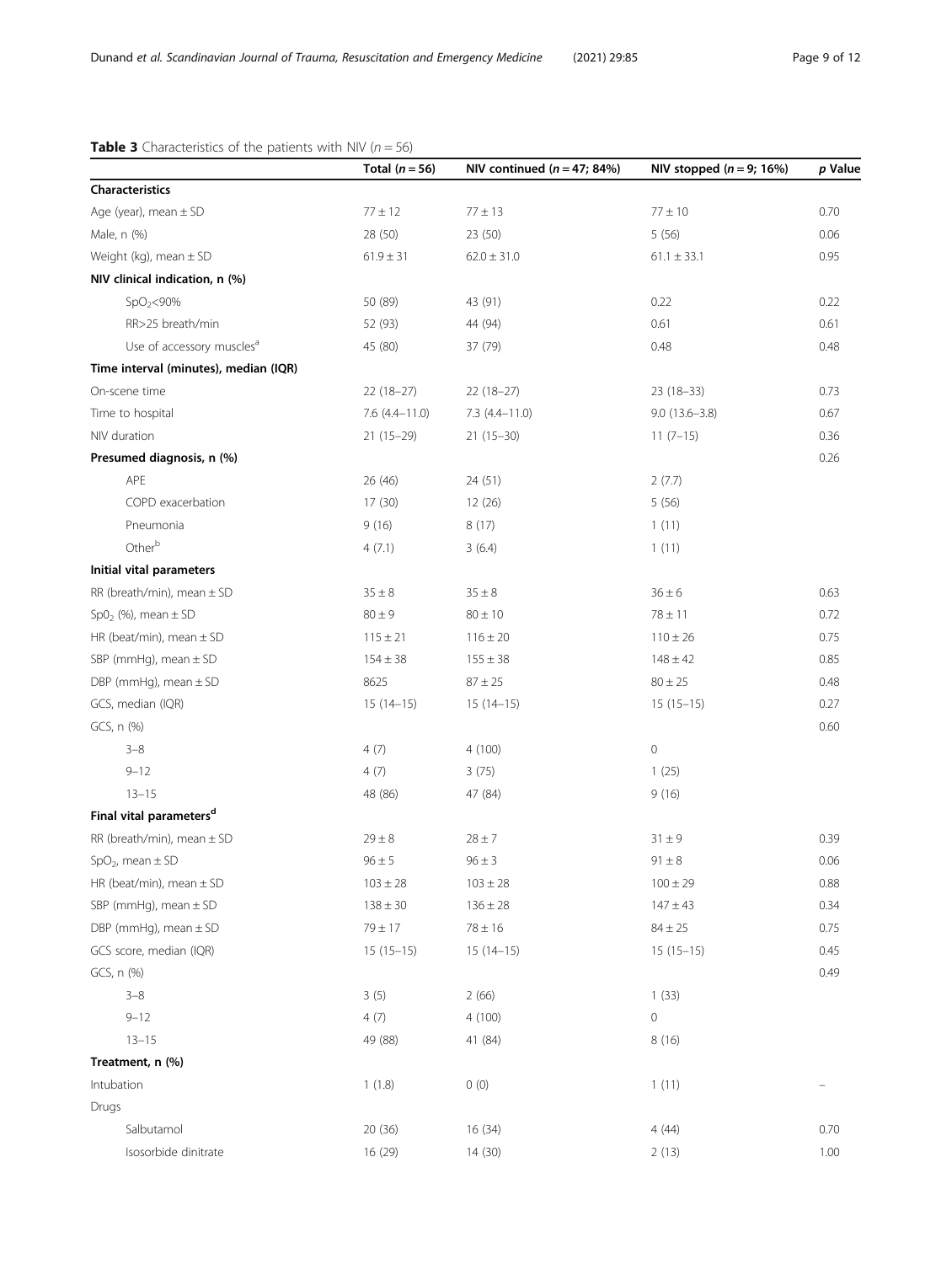**Table 3** Characteristics of the patients with NIV ($n = 56$)

| | Total ($n = 56$) | NIV continued ($n = 47$; 84%) | NIV stopped ($n = 9$; 16%) | *p* Value |
|---|---|---|---|---|
| **Characteristics** | | | | |
| Age (year), mean ± SD | 77 ± 12 | 77 ± 13 | 77 ± 10 | 0.70 |
| Male, n (%) | 28 (50) | 23 (50) | 5 (56) | 0.06 |
| Weight (kg), mean ± SD | 61.9 ± 31 | 62.0 ± 31.0 | 61.1 ± 33.1 | 0.95 |
| **NIV clinical indication, n (%)** | | | | |
| $SpO_2$<90% | 50 (89) | 43 (91) | 0.22 | 0.22 |
| RR>25 breath/min | 52 (93) | 44 (94) | 0.61 | 0.61 |
| Use of accessory muscles[a] | 45 (80) | 37 (79) | 0.48 | 0.48 |
| **Time interval (minutes), median (IQR)** | | | | |
| On-scene time | 22 (18–27) | 22 (18–27) | 23 (18–33) | 0.73 |
| Time to hospital | 7.6 (4.4–11.0) | 7.3 (4.4–11.0) | 9.0 (13.6–3.8) | 0.67 |
| NIV duration | 21 (15–29) | 21 (15–30) | 11 (7–15) | 0.36 |
| **Presumed diagnosis, n (%)** | | | | 0.26 |
| APE | 26 (46) | 24 (51) | 2 (7.7) | |
| COPD exacerbation | 17 (30) | 12 (26) | 5 (56) | |
| Pneumonia | 9 (16) | 8 (17) | 1 (11) | |
| Other[b] | 4 (7.1) | 3 (6.4) | 1 (11) | |
| **Initial vital parameters** | | | | |
| RR (breath/min), mean ± SD | 35 ± 8 | 35 ± 8 | 36 ± 6 | 0.63 |
| $SpO_2$ (%), mean ± SD | 80 ± 9 | 80 ± 10 | 78 ± 11 | 0.72 |
| HR (beat/min), mean ± SD | 115 ± 21 | 116 ± 20 | 110 ± 26 | 0.75 |
| SBP (mmHg), mean ± SD | 154 ± 38 | 155 ± 38 | 148 ± 42 | 0.85 |
| DBP (mmHg), mean ± SD | 8625 | 87 ± 25 | 80 ± 25 | 0.48 |
| GCS, median (IQR) | 15 (14–15) | 15 (14–15) | 15 (15–15) | 0.27 |
| GCS, n (%) | | | | 0.60 |
| 3–8 | 4 (7) | 4 (100) | 0 | |
| 9–12 | 4 (7) | 3 (75) | 1 (25) | |
| 13–15 | 48 (86) | 47 (84) | 9 (16) | |
| **Final vital parameters[d]** | | | | |
| RR (breath/min), mean ± SD | 29 ± 8 | 28 ± 7 | 31 ± 9 | 0.39 |
| $SpO_2$, mean ± SD | 96 ± 5 | 96 ± 3 | 91 ± 8 | 0.06 |
| HR (beat/min), mean ± SD | 103 ± 28 | 103 ± 28 | 100 ± 29 | 0.88 |
| SBP (mmHg), mean ± SD | 138 ± 30 | 136 ± 28 | 147 ± 43 | 0.34 |
| DBP (mmHg), mean ± SD | 79 ± 17 | 78 ± 16 | 84 ± 25 | 0.75 |
| GCS score, median (IQR) | 15 (15–15) | 15 (14–15) | 15 (15–15) | 0.45 |
| GCS, n (%) | | | | 0.49 |
| 3–8 | 3 (5) | 2 (66) | 1 (33) | |
| 9–12 | 4 (7) | 4 (100) | 0 | |
| 13–15 | 49 (88) | 41 (84) | 8 (16) | |
| **Treatment, n (%)** | | | | |
| Intubation | 1 (1.8) | 0 (0) | 1 (11) | – |
| Drugs | | | | |
| Salbutamol | 20 (36) | 16 (34) | 4 (44) | 0.70 |
| Isosorbide dinitrate | 16 (29) | 14 (30) | 2 (13) | 1.00 |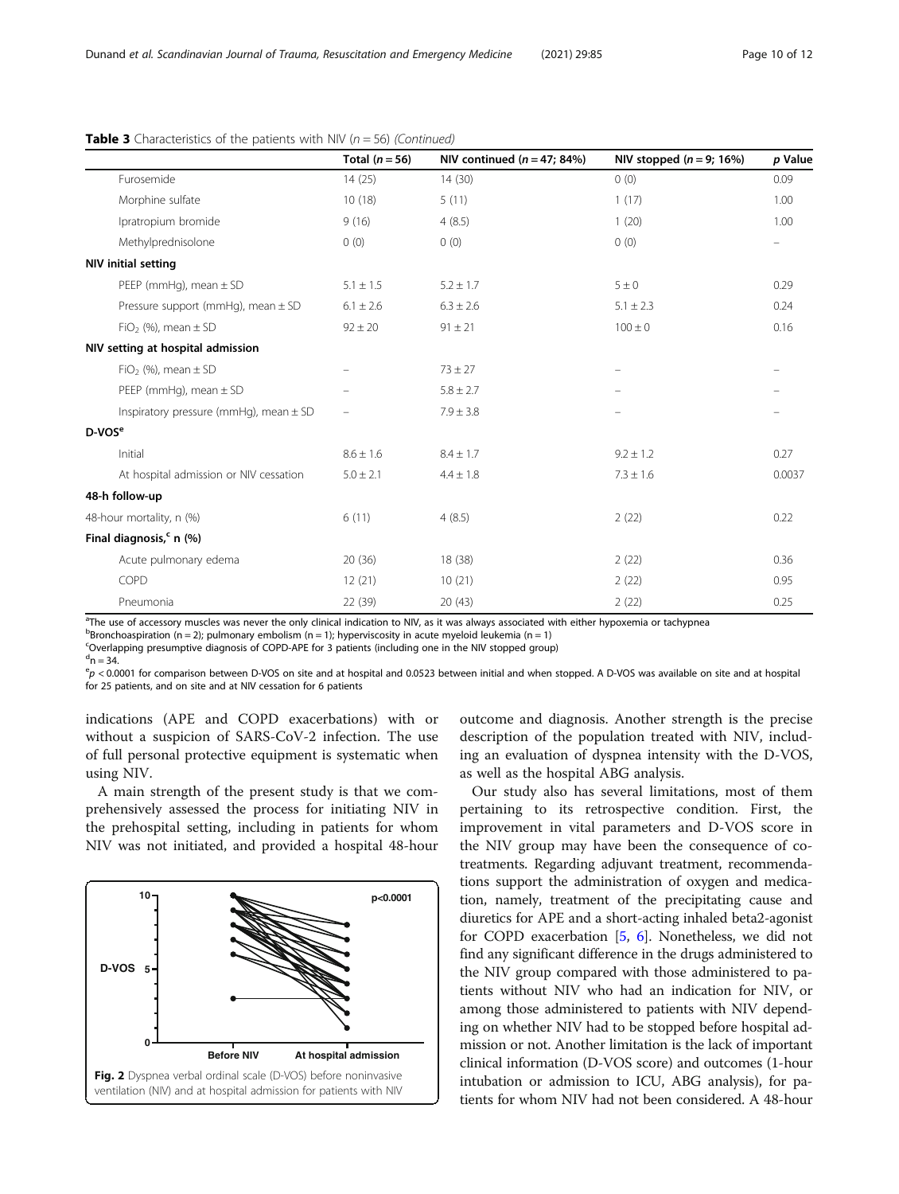**Table 3** Characteristics of the patients with NIV (*n* = 56) *(Continued)*

| | Total (*n* = 56) | NIV continued (*n* = 47; 84%) | NIV stopped (*n* = 9; 16%) | *p* Value |
|---|---|---|---|---|
| Furosemide | 14 (25) | 14 (30) | 0 (0) | 0.09 |
| Morphine sulfate | 10 (18) | 5 (11) | 1 (17) | 1.00 |
| Ipratropium bromide | 9 (16) | 4 (8.5) | 1 (20) | 1.00 |
| Methylprednisolone | 0 (0) | 0 (0) | 0 (0) | – |
| **NIV initial setting** | | | | |
| PEEP (mmHg), mean ± SD | 5.1 ± 1.5 | 5.2 ± 1.7 | 5 ± 0 | 0.29 |
| Pressure support (mmHg), mean ± SD | 6.1 ± 2.6 | 6.3 ± 2.6 | 5.1 ± 2.3 | 0.24 |
| $FiO_2$ (%), mean ± SD | 92 ± 20 | 91 ± 21 | 100 ± 0 | 0.16 |
| **NIV setting at hospital admission** | | | | |
| $FiO_2$ (%), mean ± SD | – | 73 ± 27 | – | – |
| PEEP (mmHg), mean ± SD | – | 5.8 ± 2.7 | – | – |
| Inspiratory pressure (mmHg), mean ± SD | – | 7.9 ± 3.8 | – | – |
| **D-VOS[e]** | | | | |
| Initial | 8.6 ± 1.6 | 8.4 ± 1.7 | 9.2 ± 1.2 | 0.27 |
| At hospital admission or NIV cessation | 5.0 ± 2.1 | 4.4 ± 1.8 | 7.3 ± 1.6 | 0.0037 |
| **48-h follow-up** | | | | |
| 48-hour mortality, n (%) | 6 (11) | 4 (8.5) | 2 (22) | 0.22 |
| **Final diagnosis,[c] n (%)** | | | | |
| Acute pulmonary edema | 20 (36) | 18 (38) | 2 (22) | 0.36 |
| COPD | 12 (21) | 10 (21) | 2 (22) | 0.95 |
| Pneumonia | 22 (39) | 20 (43) | 2 (22) | 0.25 |

[a]The use of accessory muscles was never the only clinical indication to NIV, as it was always associated with either hypoxemia or tachypnea
[b]Bronchoaspiration (n = 2); pulmonary embolism (n = 1); hyperviscosity in acute myeloid leukemia (n = 1)
[c]Overlapping presumptive diagnosis of COPD-APE for 3 patients (including one in the NIV stopped group)
[d]n = 34.
[e]$p < 0.0001$ for comparison between D-VOS on site and at hospital and 0.0523 between initial and when stopped. A D-VOS was available on site and at hospital for 25 patients, and on site and at NIV cessation for 6 patients

indications (APE and COPD exacerbations) with or without a suspicion of SARS-CoV-2 infection. The use of full personal protective equipment is systematic when using NIV.

A main strength of the present study is that we comprehensively assessed the process for initiating NIV in the prehospital setting, including in patients for whom NIV was not initiated, and provided a hospital 48-hour outcome and diagnosis. Another strength is the precise description of the population treated with NIV, including an evaluation of dyspnea intensity with the D-VOS, as well as the hospital ABG analysis.

**Fig. 2** Dyspnea verbal ordinal scale (D-VOS) before noninvasive ventilation (NIV) and at hospital admission for patients with NIV

Our study also has several limitations, most of them pertaining to its retrospective condition. First, the improvement in vital parameters and D-VOS score in the NIV group may have been the consequence of co-treatments. Regarding adjuvant treatment, recommendations support the administration of oxygen and medication, namely, treatment of the precipitating cause and diuretics for APE and a short-acting inhaled beta2-agonist for COPD exacerbation [5, 6]. Nonetheless, we did not find any significant difference in the drugs administered to the NIV group compared with those administered to patients without NIV who had an indication for NIV, or among those administered to patients with NIV depending on whether NIV had to be stopped before hospital admission or not. Another limitation is the lack of important clinical information (D-VOS score) and outcomes (1-hour intubation or admission to ICU, ABG analysis), for patients for whom NIV had not been considered. A 48-hour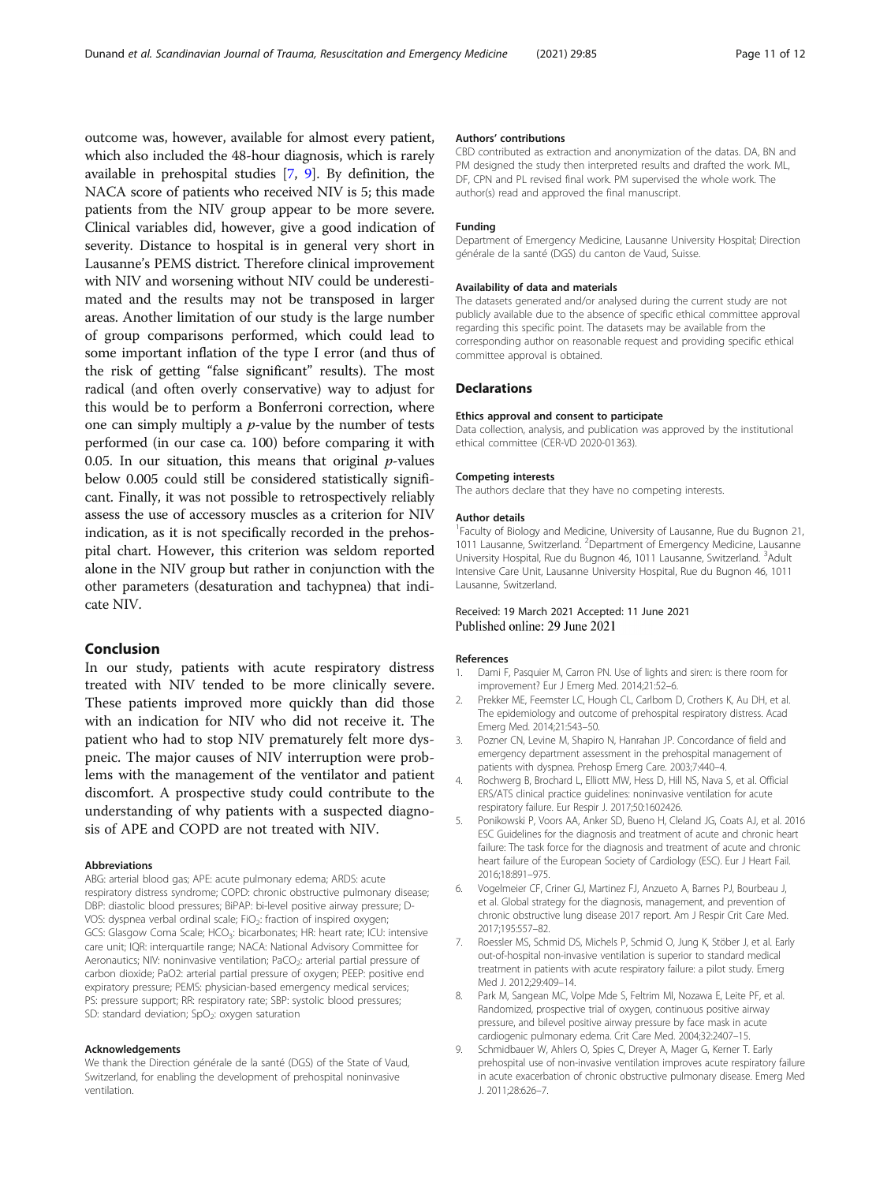outcome was, however, available for almost every patient, which also included the 48-hour diagnosis, which is rarely available in prehospital studies [7, 9]. By definition, the NACA score of patients who received NIV is 5; this made patients from the NIV group appear to be more severe. Clinical variables did, however, give a good indication of severity. Distance to hospital is in general very short in Lausanne's PEMS district. Therefore clinical improvement with NIV and worsening without NIV could be underestimated and the results may not be transposed in larger areas. Another limitation of our study is the large number of group comparisons performed, which could lead to some important inflation of the type I error (and thus of the risk of getting "false significant" results). The most radical (and often overly conservative) way to adjust for this would be to perform a Bonferroni correction, where one can simply multiply a *p*-value by the number of tests performed (in our case ca. 100) before comparing it with 0.05. In our situation, this means that original *p*-values below 0.005 could still be considered statistically significant. Finally, it was not possible to retrospectively reliably assess the use of accessory muscles as a criterion for NIV indication, as it is not specifically recorded in the prehospital chart. However, this criterion was seldom reported alone in the NIV group but rather in conjunction with the other parameters (desaturation and tachypnea) that indicate NIV.

## Conclusion

In our study, patients with acute respiratory distress treated with NIV tended to be more clinically severe. These patients improved more quickly than did those with an indication for NIV who did not receive it. The patient who had to stop NIV prematurely felt more dyspneic. The major causes of NIV interruption were problems with the management of the ventilator and patient discomfort. A prospective study could contribute to the understanding of why patients with a suspected diagnosis of APE and COPD are not treated with NIV.

#### Abbreviations

ABG: arterial blood gas; APE: acute pulmonary edema; ARDS: acute respiratory distress syndrome; COPD: chronic obstructive pulmonary disease; DBP: diastolic blood pressures; BiPAP: bi-level positive airway pressure; D-VOS: dyspnea verbal ordinal scale; $FiO_2$: fraction of inspired oxygen; GCS: Glasgow Coma Scale; $HCO_3$: bicarbonates; HR: heart rate; ICU: intensive care unit; IQR: interquartile range; NACA: National Advisory Committee for Aeronautics; NIV: noninvasive ventilation; $PaCO_2$: arterial partial pressure of carbon dioxide; PaO2: arterial partial pressure of oxygen; PEEP: positive end expiratory pressure; PEMS: physician-based emergency medical services; PS: pressure support; RR: respiratory rate; SBP: systolic blood pressures; SD: standard deviation; $SpO_2$: oxygen saturation

#### Acknowledgements

We thank the Direction générale de la santé (DGS) of the State of Vaud, Switzerland, for enabling the development of prehospital noninvasive ventilation.

#### Authors' contributions

CBD contributed as extraction and anonymization of the datas. DA, BN and PM designed the study then interpreted results and drafted the work. ML, DF, CPN and PL revised final work. PM supervised the whole work. The author(s) read and approved the final manuscript.

#### Funding

Department of Emergency Medicine, Lausanne University Hospital; Direction générale de la santé (DGS) du canton de Vaud, Suisse.

#### Availability of data and materials

The datasets generated and/or analysed during the current study are not publicly available due to the absence of specific ethical committee approval regarding this specific point. The datasets may be available from the corresponding author on reasonable request and providing specific ethical committee approval is obtained.

## Declarations

#### Ethics approval and consent to participate

Data collection, analysis, and publication was approved by the institutional ethical committee (CER-VD 2020-01363).

#### Competing interests

The authors declare that they have no competing interests.

#### Author details

[1]Faculty of Biology and Medicine, University of Lausanne, Rue du Bugnon 21, 1011 Lausanne, Switzerland. [2]Department of Emergency Medicine, Lausanne University Hospital, Rue du Bugnon 46, 1011 Lausanne, Switzerland. [3]Adult Intensive Care Unit, Lausanne University Hospital, Rue du Bugnon 46, 1011 Lausanne, Switzerland.

Received: 19 March 2021 Accepted: 11 June 2021
Published online: 29 June 2021

#### References

1. Dami F, Pasquier M, Carron PN. Use of lights and siren: is there room for improvement? Eur J Emerg Med. 2014;21:52–6.
2. Prekker ME, Feemster LC, Hough CL, Carlbom D, Crothers K, Au DH, et al. The epidemiology and outcome of prehospital respiratory distress. Acad Emerg Med. 2014;21:543–50.
3. Pozner CN, Levine M, Shapiro N, Hanrahan JP. Concordance of field and emergency department assessment in the prehospital management of patients with dyspnea. Prehosp Emerg Care. 2003;7:440–4.
4. Rochwerg B, Brochard L, Elliott MW, Hess D, Hill NS, Nava S, et al. Official ERS/ATS clinical practice guidelines: noninvasive ventilation for acute respiratory failure. Eur Respir J. 2017;50:1602426.
5. Ponikowski P, Voors AA, Anker SD, Bueno H, Cleland JG, Coats AJ, et al. 2016 ESC Guidelines for the diagnosis and treatment of acute and chronic heart failure: The task force for the diagnosis and treatment of acute and chronic heart failure of the European Society of Cardiology (ESC). Eur J Heart Fail. 2016;18:891–975.
6. Vogelmeier CF, Criner GJ, Martinez FJ, Anzueto A, Barnes PJ, Bourbeau J, et al. Global strategy for the diagnosis, management, and prevention of chronic obstructive lung disease 2017 report. Am J Respir Crit Care Med. 2017;195:557–82.
7. Roessler MS, Schmid DS, Michels P, Schmid O, Jung K, Stöber J, et al. Early out-of-hospital non-invasive ventilation is superior to standard medical treatment in patients with acute respiratory failure: a pilot study. Emerg Med J. 2012;29:409–14.
8. Park M, Sangean MC, Volpe Mde S, Feltrim MI, Nozawa E, Leite PF, et al. Randomized, prospective trial of oxygen, continuous positive airway pressure, and bilevel positive airway pressure by face mask in acute cardiogenic pulmonary edema. Crit Care Med. 2004;32:2407–15.
9. Schmidbauer W, Ahlers O, Spies C, Dreyer A, Mager G, Kerner T. Early prehospital use of non-invasive ventilation improves acute respiratory failure in acute exacerbation of chronic obstructive pulmonary disease. Emerg Med J. 2011;28:626–7.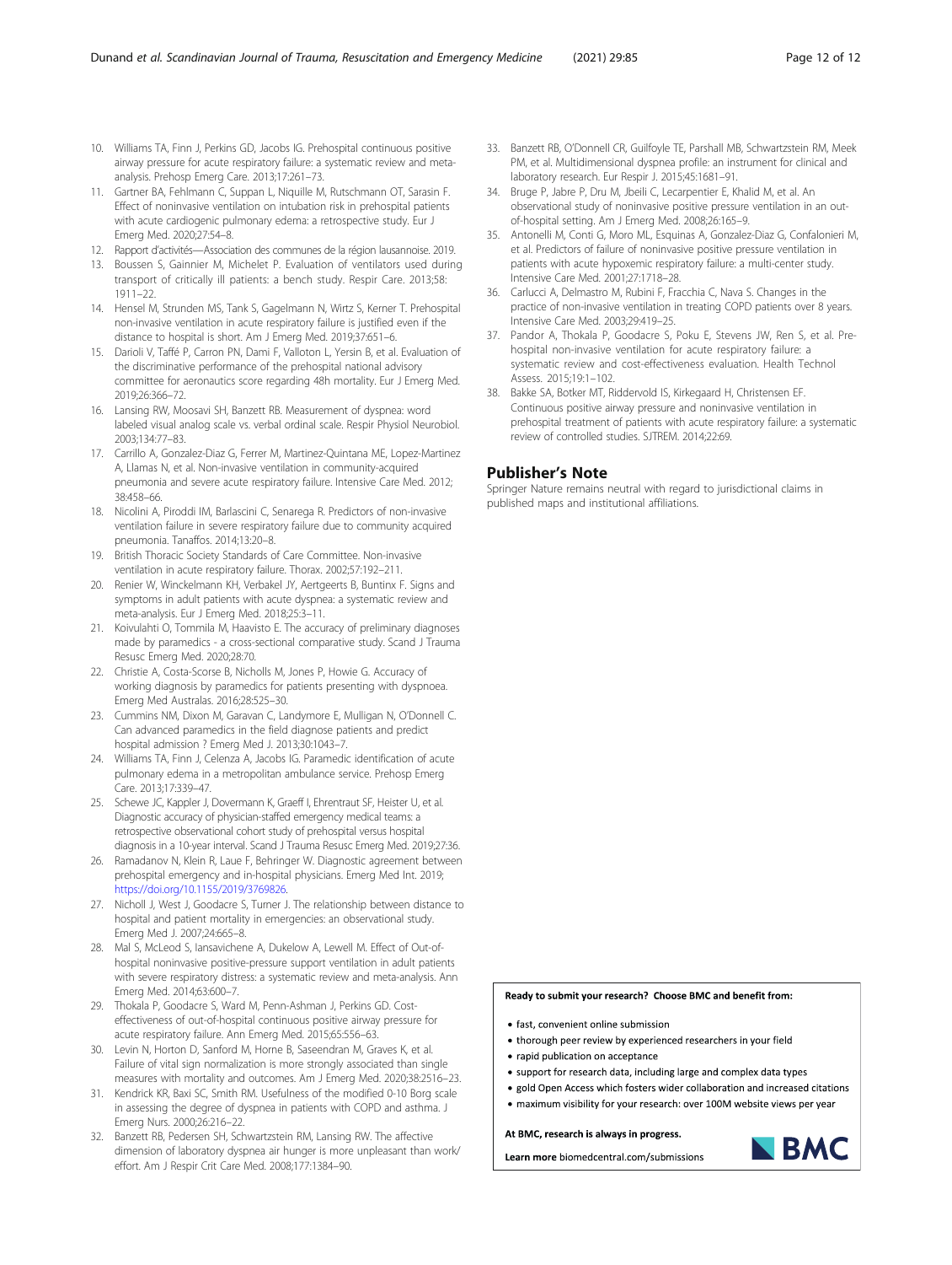10. Williams TA, Finn J, Perkins GD, Jacobs IG. Prehospital continuous positive airway pressure for acute respiratory failure: a systematic review and meta-analysis. Prehosp Emerg Care. 2013;17:261–73.
11. Gartner BA, Fehlmann C, Suppan L, Niquille M, Rutschmann OT, Sarasin F. Effect of noninvasive ventilation on intubation risk in prehospital patients with acute cardiogenic pulmonary edema: a retrospective study. Eur J Emerg Med. 2020;27:54–8.
12. Rapport d'activités—Association des communes de la région lausannoise. 2019.
13. Boussen S, Gainnier M, Michelet P. Evaluation of ventilators used during transport of critically ill patients: a bench study. Respir Care. 2013;58:1911–22.
14. Hensel M, Strunden MS, Tank S, Gagelmann N, Wirtz S, Kerner T. Prehospital non-invasive ventilation in acute respiratory failure is justified even if the distance to hospital is short. Am J Emerg Med. 2019;37:651–6.
15. Darioli V, Taffé P, Carron PN, Dami F, Valloton L, Yersin B, et al. Evaluation of the discriminative performance of the prehospital national advisory committee for aeronautics score regarding 48h mortality. Eur J Emerg Med. 2019;26:366–72.
16. Lansing RW, Moosavi SH, Banzett RB. Measurement of dyspnea: word labeled visual analog scale vs. verbal ordinal scale. Respir Physiol Neurobiol. 2003;134:77–83.
17. Carrillo A, Gonzalez-Diaz G, Ferrer M, Martinez-Quintana ME, Lopez-Martinez A, Llamas N, et al. Non-invasive ventilation in community-acquired pneumonia and severe acute respiratory failure. Intensive Care Med. 2012; 38:458–66.
18. Nicolini A, Piroddi IM, Barlascini C, Senarega R. Predictors of non-invasive ventilation failure in severe respiratory failure due to community acquired pneumonia. Tanaffos. 2014;13:20–8.
19. British Thoracic Society Standards of Care Committee. Non-invasive ventilation in acute respiratory failure. Thorax. 2002;57:192–211.
20. Renier W, Winckelmann KH, Verbakel JY, Aertgeerts B, Buntinx F. Signs and symptoms in adult patients with acute dyspnea: a systematic review and meta-analysis. Eur J Emerg Med. 2018;25:3–11.
21. Koivulahti O, Tommila M, Haavisto E. The accuracy of preliminary diagnoses made by paramedics - a cross-sectional comparative study. Scand J Trauma Resusc Emerg Med. 2020;28:70.
22. Christie A, Costa-Scorse B, Nicholls M, Jones P, Howie G. Accuracy of working diagnosis by paramedics for patients presenting with dyspnoea. Emerg Med Australas. 2016;28:525–30.
23. Cummins NM, Dixon M, Garavan C, Landymore E, Mulligan N, O'Donnell C. Can advanced paramedics in the field diagnose patients and predict hospital admission ? Emerg Med J. 2013;30:1043–7.
24. Williams TA, Finn J, Celenza A, Jacobs IG. Paramedic identification of acute pulmonary edema in a metropolitan ambulance service. Prehosp Emerg Care. 2013;17:339–47.
25. Schewe JC, Kappler J, Dovermann K, Graeff I, Ehrentraut SF, Heister U, et al. Diagnostic accuracy of physician-staffed emergency medical teams: a retrospective observational cohort study of prehospital versus hospital diagnosis in a 10-year interval. Scand J Trauma Resusc Emerg Med. 2019;27:36.
26. Ramadanov N, Klein R, Laue F, Behringer W. Diagnostic agreement between prehospital emergency and in-hospital physicians. Emerg Med Int. 2019; https://doi.org/10.1155/2019/3769826.
27. Nicholl J, West J, Goodacre S, Turner J. The relationship between distance to hospital and patient mortality in emergencies: an observational study. Emerg Med J. 2007;24:665–8.
28. Mal S, McLeod S, Iansavichene A, Dukelow A, Lewell M. Effect of Out-of-hospital noninvasive positive-pressure support ventilation in adult patients with severe respiratory distress: a systematic review and meta-analysis. Ann Emerg Med. 2014;63:600–7.
29. Thokala P, Goodacre S, Ward M, Penn-Ashman J, Perkins GD. Cost-effectiveness of out-of-hospital continuous positive airway pressure for acute respiratory failure. Ann Emerg Med. 2015;65:556–63.
30. Levin N, Horton D, Sanford M, Horne B, Saseendran M, Graves K, et al. Failure of vital sign normalization is more strongly associated than single measures with mortality and outcomes. Am J Emerg Med. 2020;38:2516–23.
31. Kendrick KR, Baxi SC, Smith RM. Usefulness of the modified 0-10 Borg scale in assessing the degree of dyspnea in patients with COPD and asthma. J Emerg Nurs. 2000;26:216–22.
32. Banzett RB, Pedersen SH, Schwartzstein RM, Lansing RW. The affective dimension of laboratory dyspnea air hunger is more unpleasant than work/effort. Am J Respir Crit Care Med. 2008;177:1384–90.
33. Banzett RB, O'Donnell CR, Guilfoyle TE, Parshall MB, Schwartzstein RM, Meek PM, et al. Multidimensional dyspnea profile: an instrument for clinical and laboratory research. Eur Respir J. 2015;45:1681–91.
34. Bruge P, Jabre P, Dru M, Jbeili C, Lecarpentier E, Khalid M, et al. An observational study of noninvasive positive pressure ventilation in an out-of-hospital setting. Am J Emerg Med. 2008;26:165–9.
35. Antonelli M, Conti G, Moro ML, Esquinas A, Gonzalez-Diaz G, Confalonieri M, et al. Predictors of failure of noninvasive positive pressure ventilation in patients with acute hypoxemic respiratory failure: a multi-center study. Intensive Care Med. 2001;27:1718–28.
36. Carlucci A, Delmastro M, Rubini F, Fracchia C, Nava S. Changes in the practice of non-invasive ventilation in treating COPD patients over 8 years. Intensive Care Med. 2003;29:419–25.
37. Pandor A, Thokala P, Goodacre S, Poku E, Stevens JW, Ren S, et al. Pre-hospital non-invasive ventilation for acute respiratory failure: a systematic review and cost-effectiveness evaluation. Health Technol Assess. 2015;19:1–102.
38. Bakke SA, Botker MT, Riddervold IS, Kirkegaard H, Christensen EF. Continuous positive airway pressure and noninvasive ventilation in prehospital treatment of patients with acute respiratory failure: a systematic review of controlled studies. SJTREM. 2014;22:69.

## Publisher's Note

Springer Nature remains neutral with regard to jurisdictional claims in published maps and institutional affiliations.

**Ready to submit your research? Choose BMC and benefit from:**

- fast, convenient online submission
- thorough peer review by experienced researchers in your field
- rapid publication on acceptance
- support for research data, including large and complex data types
- gold Open Access which fosters wider collaboration and increased citations
- maximum visibility for your research: over 100M website views per year

**At BMC, research is always in progress.**

**Learn more** biomedcentral.com/submissions

BMC